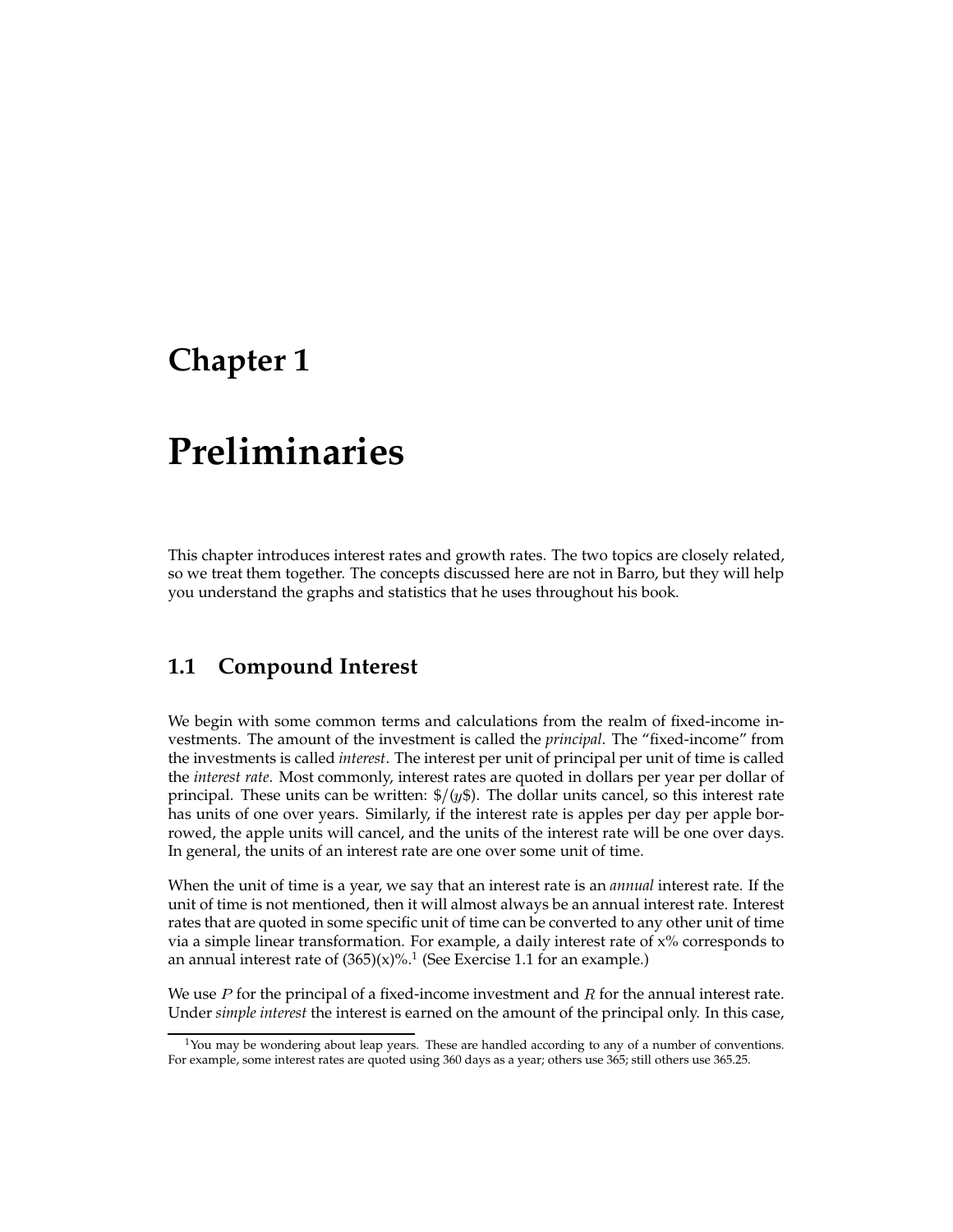# Chapter 1

# Preliminaries

This chapter introduces interest rates and growth rates. The two topics are closely related, so we treat them together. The concepts discussed here are not in Barro, but they will help you understand the graphs and statistics that he uses throughout his book.

## 1.1 Compound Interest

We begin with some common terms and calculations from the realm of fixed-income investments. The amount of the investment is called the *principal*. The "fixed-income" from the investments is called *interest*. The interest per unit of principal per unit of time is called the *interest rate*. Most commonly, interest rates are quoted in dollars per year per dollar of principal. These units can be written: \$/($y$\$). The dollar units cancel, so this interest rate has units of one over years. Similarly, if the interest rate is apples per day per apple borrowed, the apple units will cancel, and the units of the interest rate will be one over days. In general, the units of an interest rate are one over some unit of time.

When the unit of time is a year, we say that an interest rate is an *annual* interest rate. If the unit of time is not mentioned, then it will almost always be an annual interest rate. Interest rates that are quoted in some specific unit of time can be converted to any other unit of time via a simple linear transformation. For example, a daily interest rate of x% corresponds to an annual interest rate of (365)(x)%.[1] (See Exercise 1.1 for an example.)

We use $P$ for the principal of a fixed-income investment and $R$ for the annual interest rate. Under *simple interest* the interest is earned on the amount of the principal only. In this case,

[1] You may be wondering about leap years. These are handled according to any of a number of conventions. For example, some interest rates are quoted using 360 days as a year; others use 365; still others use 365.25.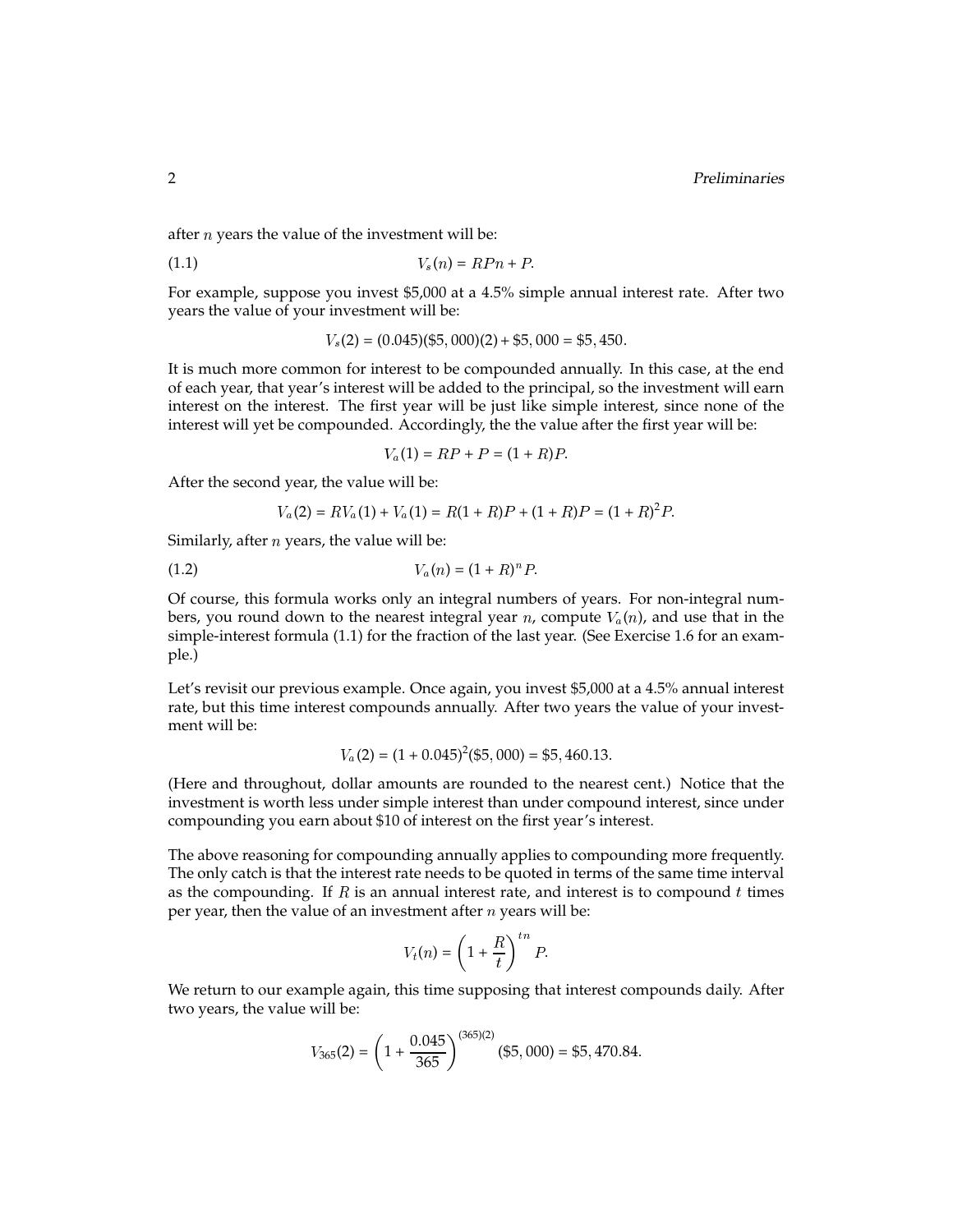after $n$ years the value of the investment will be:

$$V_s(n) = RPn + P. \tag{1.1}$$

For example, suppose you invest \$5,000 at a 4.5% simple annual interest rate. After two years the value of your investment will be:

$$V_s(2) = (0.045)(\$5,000)(2) + \$5,000 = \$5,450.$$

It is much more common for interest to be compounded annually. In this case, at the end of each year, that year's interest will be added to the principal, so the investment will earn interest on the interest. The first year will be just like simple interest, since none of the interest will yet be compounded. Accordingly, the the value after the first year will be:

$$V_a(1) = RP + P = (1 + R)P.$$

After the second year, the value will be:

$$V_a(2) = RV_a(1) + V_a(1) = R(1 + R)P + (1 + R)P = (1 + R)^2 P.$$

Similarly, after $n$ years, the value will be:

$$V_a(n) = (1 + R)^n P. \tag{1.2}$$

Of course, this formula works only an integral numbers of years. For non-integral numbers, you round down to the nearest integral year $n$, compute $V_a(n)$, and use that in the simple-interest formula (1.1) for the fraction of the last year. (See Exercise 1.6 for an example.)

Let's revisit our previous example. Once again, you invest \$5,000 at a 4.5% annual interest rate, but this time interest compounds annually. After two years the value of your investment will be:

$$V_a(2) = (1 + 0.045)^2(\$5,000) = \$5,460.13.$$

(Here and throughout, dollar amounts are rounded to the nearest cent.) Notice that the investment is worth less under simple interest than under compound interest, since under compounding you earn about \$10 of interest on the first year's interest.

The above reasoning for compounding annually applies to compounding more frequently. The only catch is that the interest rate needs to be quoted in terms of the same time interval as the compounding. If $R$ is an annual interest rate, and interest is to compound $t$ times per year, then the value of an investment after $n$ years will be:

$$V_t(n) = \left(1 + \frac{R}{t}\right)^{tn} P.$$

We return to our example again, this time supposing that interest compounds daily. After two years, the value will be:

$$V_{365}(2) = \left(1 + \frac{0.045}{365}\right)^{(365)(2)} (\$5,000) = \$5,470.84.$$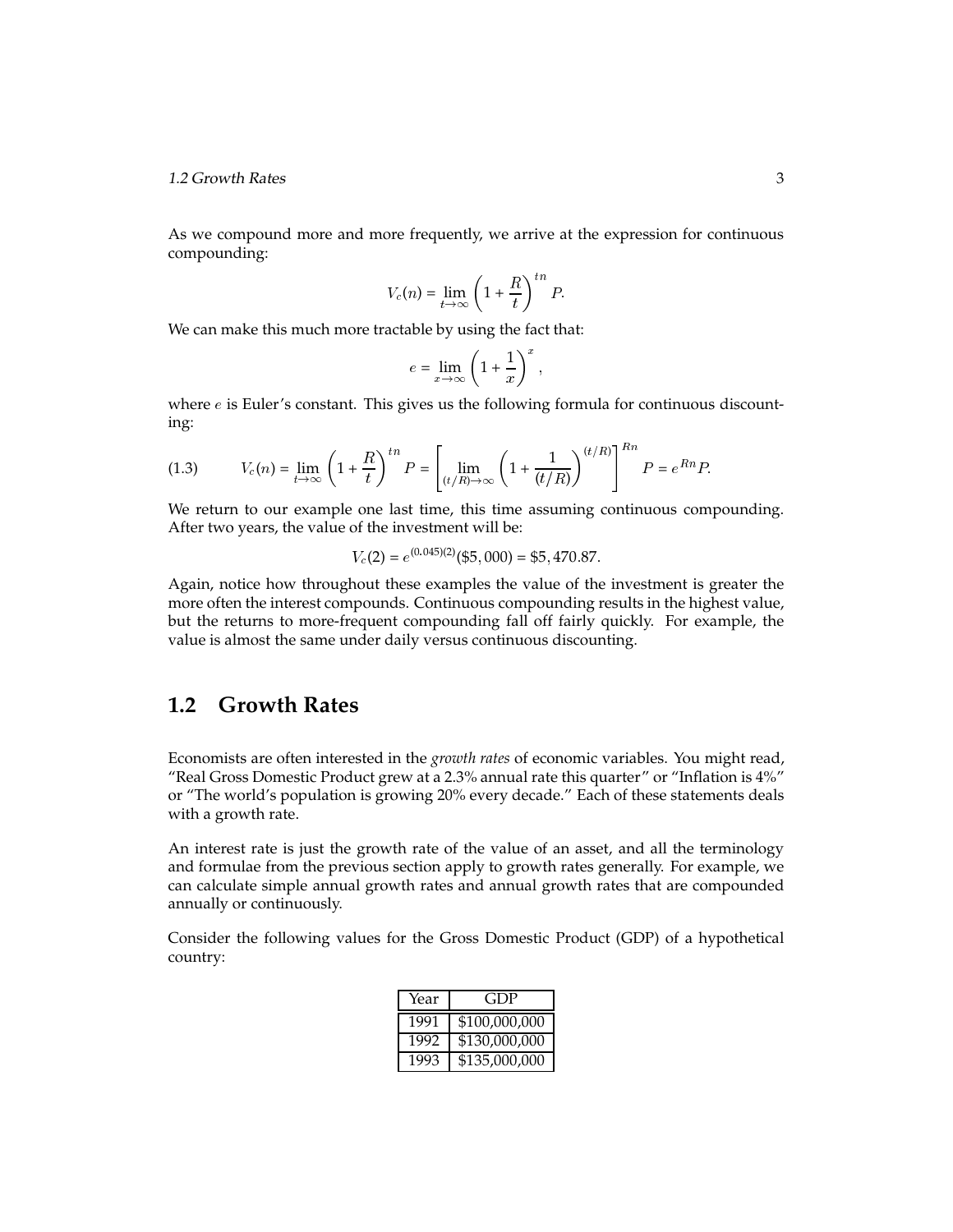As we compound more and more frequently, we arrive at the expression for continuous compounding:

$$V_c(n) = \lim_{t \to \infty} \left(1 + \frac{R}{t}\right)^{tn} P.$$

We can make this much more tractable by using the fact that:

$$e = \lim_{x \to \infty} \left(1 + \frac{1}{x}\right)^{x},$$

where $e$ is Euler's constant. This gives us the following formula for continuous discounting:

$$V_c(n) = \lim_{t \to \infty} \left(1 + \frac{R}{t}\right)^{tn} P = \left[\lim_{(t/R) \to \infty} \left(1 + \frac{1}{(t/R)}\right)^{(t/R)}\right]^{Rn} P = e^{Rn} P. \tag{1.3}$$

We return to our example one last time, this time assuming continuous compounding. After two years, the value of the investment will be:

$$V_c(2) = e^{(0.045)(2)}(\$5,000) = \$5,470.87.$$

Again, notice how throughout these examples the value of the investment is greater the more often the interest compounds. Continuous compounding results in the highest value, but the returns to more-frequent compounding fall off fairly quickly. For example, the value is almost the same under daily versus continuous discounting.

## 1.2 Growth Rates

Economists are often interested in the *growth rates* of economic variables. You might read, "Real Gross Domestic Product grew at a 2.3% annual rate this quarter" or "Inflation is 4%" or "The world's population is growing 20% every decade." Each of these statements deals with a growth rate.

An interest rate is just the growth rate of the value of an asset, and all the terminology and formulae from the previous section apply to growth rates generally. For example, we can calculate simple annual growth rates and annual growth rates that are compounded annually or continuously.

Consider the following values for the Gross Domestic Product (GDP) of a hypothetical country:

| Year | GDP |
|---|---|
| 1991 | $100,000,000 |
| 1992 | $130,000,000 |
| 1993 | $135,000,000 |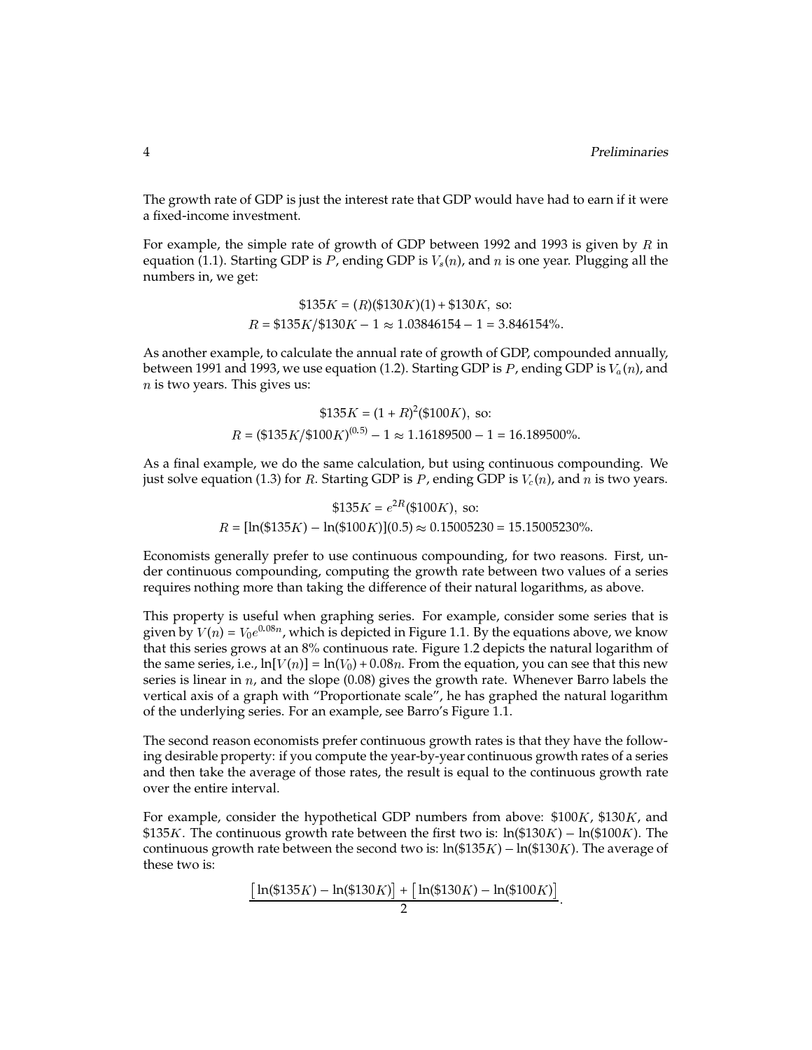The growth rate of GDP is just the interest rate that GDP would have had to earn if it were a fixed-income investment.

For example, the simple rate of growth of GDP between 1992 and 1993 is given by $R$ in equation (1.1). Starting GDP is $P$, ending GDP is $V_s(n)$, and $n$ is one year. Plugging all the numbers in, we get:

$$\$135K = (R)(\$130K)(1) + \$130K, \text{ so:}$$
$$R = \$135K/\$130K - 1 \approx 1.03846154 - 1 = 3.846154\%.$$

As another example, to calculate the annual rate of growth of GDP, compounded annually, between 1991 and 1993, we use equation (1.2). Starting GDP is $P$, ending GDP is $V_a(n)$, and $n$ is two years. This gives us:

$$\$135K = (1 + R)^2(\$100K), \text{ so:}$$
$$R = (\$135K/\$100K)^{(0.5)} - 1 \approx 1.16189500 - 1 = 16.189500\%.$$

As a final example, we do the same calculation, but using continuous compounding. We just solve equation (1.3) for $R$. Starting GDP is $P$, ending GDP is $V_c(n)$, and $n$ is two years.

$$\$135K = e^{2R}(\$100K), \text{ so:}$$
$$R = [\ln(\$135K) - \ln(\$100K)](0.5) \approx 0.15005230 = 15.15005230\%.$$

Economists generally prefer to use continuous compounding, for two reasons. First, under continuous compounding, computing the growth rate between two values of a series requires nothing more than taking the difference of their natural logarithms, as above.

This property is useful when graphing series. For example, consider some series that is given by $V(n) = V_0 e^{0.08n}$, which is depicted in Figure 1.1. By the equations above, we know that this series grows at an 8% continuous rate. Figure 1.2 depicts the natural logarithm of the same series, i.e., $\ln[V(n)] = \ln(V_0) + 0.08n$. From the equation, you can see that this new series is linear in $n$, and the slope (0.08) gives the growth rate. Whenever Barro labels the vertical axis of a graph with "Proportionate scale", he has graphed the natural logarithm of the underlying series. For an example, see Barro's Figure 1.1.

The second reason economists prefer continuous growth rates is that they have the following desirable property: if you compute the year-by-year continuous growth rates of a series and then take the average of those rates, the result is equal to the continuous growth rate over the entire interval.

For example, consider the hypothetical GDP numbers from above: $\$100K$, $\$130K$, and $\$135K$. The continuous growth rate between the first two is: $\ln(\$130K) - \ln(\$100K)$. The continuous growth rate between the second two is: $\ln(\$135K) - \ln(\$130K)$. The average of these two is:

$$\frac{\left[\ln(\$135K) - \ln(\$130K)\right] + \left[\ln(\$130K) - \ln(\$100K)\right]}{2}.$$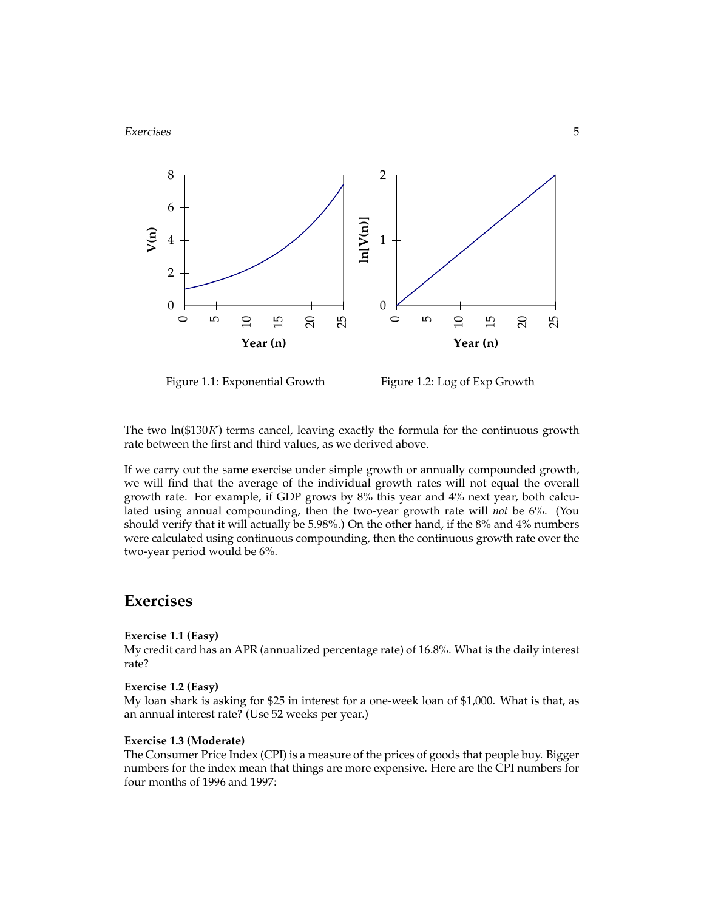Figure 1.1: Exponential Growth

Figure 1.2: Log of Exp Growth

The two ln(\$130$K$) terms cancel, leaving exactly the formula for the continuous growth rate between the first and third values, as we derived above.

If we carry out the same exercise under simple growth or annually compounded growth, we will find that the average of the individual growth rates will not equal the overall growth rate. For example, if GDP grows by 8% this year and 4% next year, both calculated using annual compounding, then the two-year growth rate will *not* be 6%. (You should verify that it will actually be 5.98%.) On the other hand, if the 8% and 4% numbers were calculated using continuous compounding, then the continuous growth rate over the two-year period would be 6%.

## Exercises

**Exercise 1.1 (Easy)**
My credit card has an APR (annualized percentage rate) of 16.8%. What is the daily interest rate?

**Exercise 1.2 (Easy)**
My loan shark is asking for \$25 in interest for a one-week loan of \$1,000. What is that, as an annual interest rate? (Use 52 weeks per year.)

**Exercise 1.3 (Moderate)**
The Consumer Price Index (CPI) is a measure of the prices of goods that people buy. Bigger numbers for the index mean that things are more expensive. Here are the CPI numbers for four months of 1996 and 1997: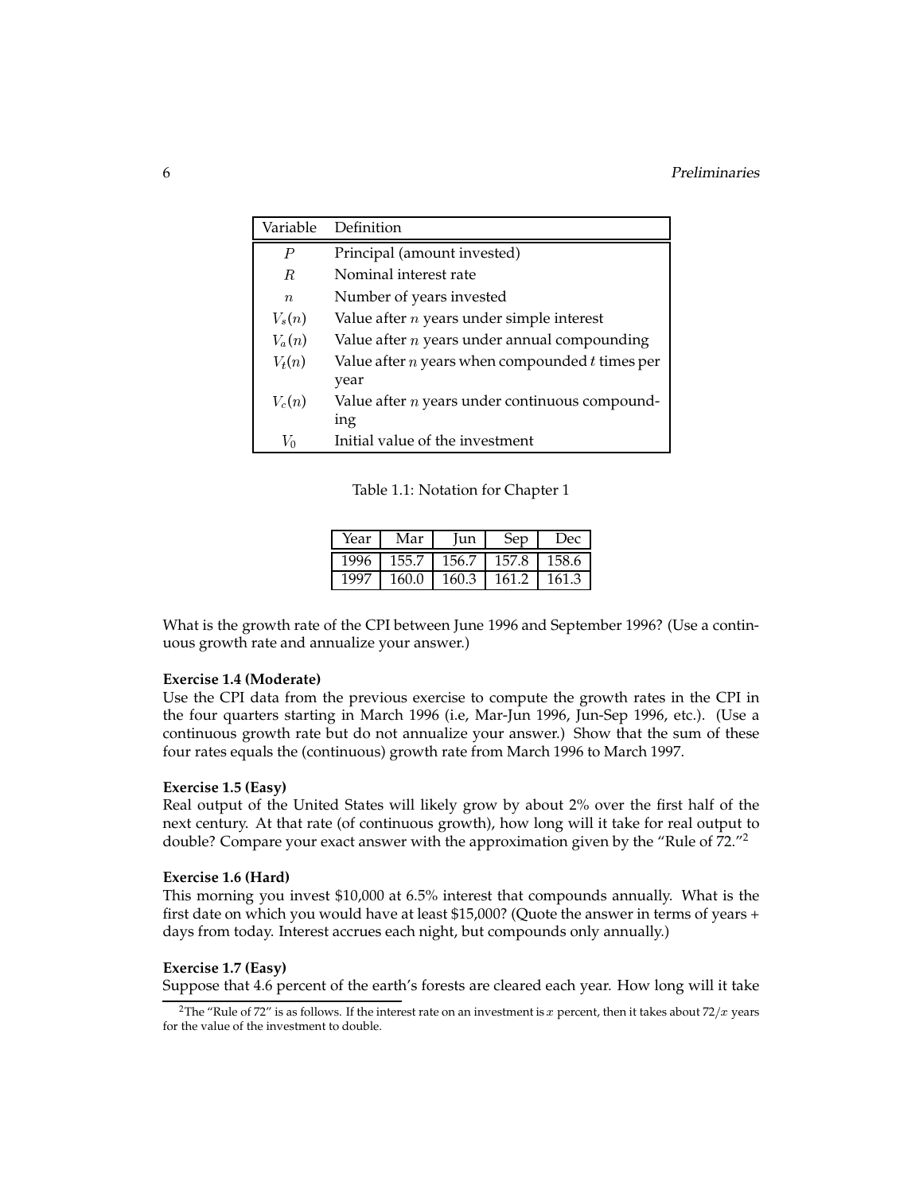| Variable | Definition |
|---|---|
| $P$ | Principal (amount invested) |
| $R$ | Nominal interest rate |
| $n$ | Number of years invested |
| $V_s(n)$ | Value after $n$ years under simple interest |
| $V_a(n)$ | Value after $n$ years under annual compounding |
| $V_t(n)$ | Value after $n$ years when compounded $t$ times per year |
| $V_c(n)$ | Value after $n$ years under continuous compounding |
| $V_0$ | Initial value of the investment |

Table 1.1: Notation for Chapter 1

| Year | Mar | Jun | Sep | Dec |
|---|---|---|---|---|
| 1996 | 155.7 | 156.7 | 157.8 | 158.6 |
| 1997 | 160.0 | 160.3 | 161.2 | 161.3 |

What is the growth rate of the CPI between June 1996 and September 1996? (Use a continuous growth rate and annualize your answer.)

**Exercise 1.4 (Moderate)**
Use the CPI data from the previous exercise to compute the growth rates in the CPI in the four quarters starting in March 1996 (i.e, Mar-Jun 1996, Jun-Sep 1996, etc.). (Use a continuous growth rate but do not annualize your answer.) Show that the sum of these four rates equals the (continuous) growth rate from March 1996 to March 1997.

**Exercise 1.5 (Easy)**
Real output of the United States will likely grow by about 2% over the first half of the next century. At that rate (of continuous growth), how long will it take for real output to double? Compare your exact answer with the approximation given by the "Rule of 72."[2]

**Exercise 1.6 (Hard)**
This morning you invest \$10,000 at 6.5% interest that compounds annually. What is the first date on which you would have at least \$15,000? (Quote the answer in terms of years + days from today. Interest accrues each night, but compounds only annually.)

**Exercise 1.7 (Easy)**
Suppose that 4.6 percent of the earth's forests are cleared each year. How long will it take

[2] The "Rule of 72" is as follows. If the interest rate on an investment is $x$ percent, then it takes about $72/x$ years for the value of the investment to double.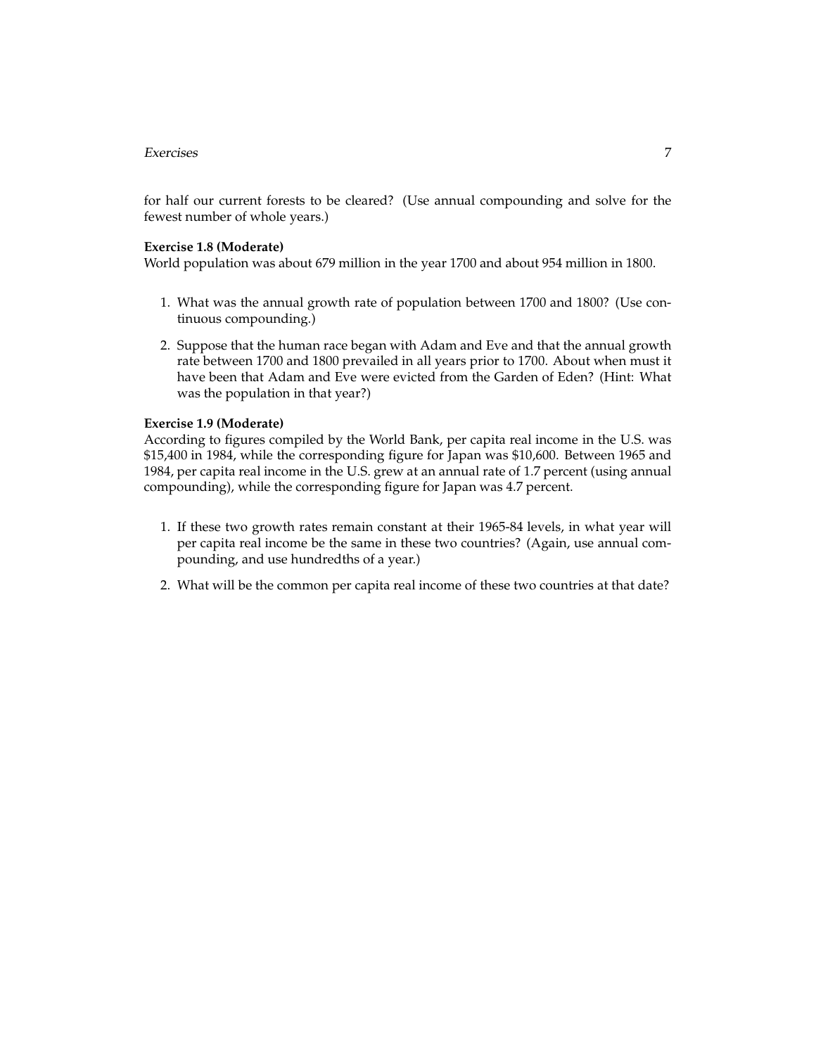for half our current forests to be cleared? (Use annual compounding and solve for the fewest number of whole years.)

**Exercise 1.8 (Moderate)**
World population was about 679 million in the year 1700 and about 954 million in 1800.

1. What was the annual growth rate of population between 1700 and 1800? (Use continuous compounding.)

2. Suppose that the human race began with Adam and Eve and that the annual growth rate between 1700 and 1800 prevailed in all years prior to 1700. About when must it have been that Adam and Eve were evicted from the Garden of Eden? (Hint: What was the population in that year?)

**Exercise 1.9 (Moderate)**
According to figures compiled by the World Bank, per capita real income in the U.S. was $15,400 in 1984, while the corresponding figure for Japan was $10,600. Between 1965 and 1984, per capita real income in the U.S. grew at an annual rate of 1.7 percent (using annual compounding), while the corresponding figure for Japan was 4.7 percent.

1. If these two growth rates remain constant at their 1965-84 levels, in what year will per capita real income be the same in these two countries? (Again, use annual compounding, and use hundredths of a year.)

2. What will be the common per capita real income of these two countries at that date?